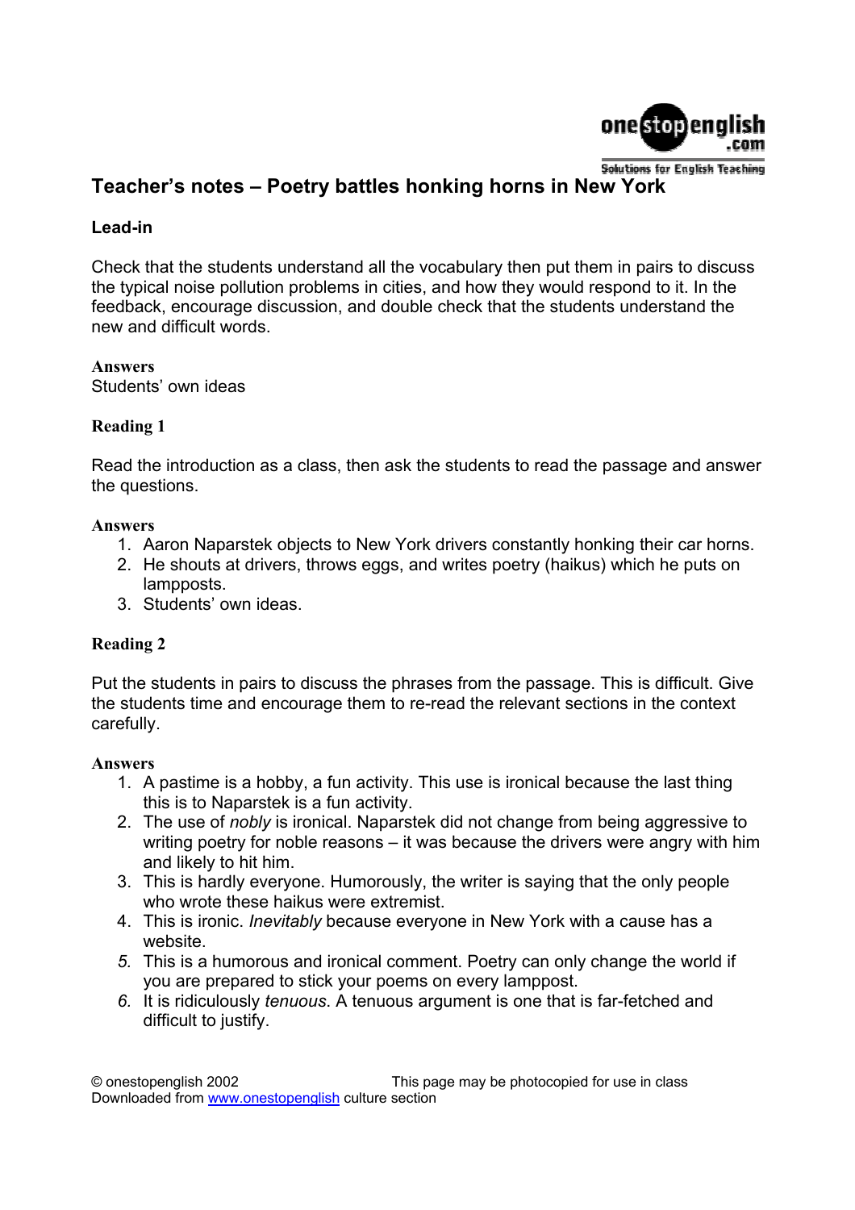# Teacher's notes – Poetry battles honking horns in New York

## Lead-in

Check that the students understand all the vocabulary then put them in pairs to discuss the typical noise pollution problems in cities, and how they would respond to it. In the feedback, encourage discussion, and double check that the students understand the new and difficult words.

**Answers**
Students' own ideas

## Reading 1

Read the introduction as a class, then ask the students to read the passage and answer the questions.

**Answers**

1. Aaron Naparstek objects to New York drivers constantly honking their car horns.
2. He shouts at drivers, throws eggs, and writes poetry (haikus) which he puts on lampposts.
3. Students' own ideas.

## Reading 2

Put the students in pairs to discuss the phrases from the passage. This is difficult. Give the students time and encourage them to re-read the relevant sections in the context carefully.

**Answers**

1. A pastime is a hobby, a fun activity. This use is ironical because the last thing this is to Naparstek is a fun activity.
2. The use of *nobly* is ironical. Naparstek did not change from being aggressive to writing poetry for noble reasons – it was because the drivers were angry with him and likely to hit him.
3. This is hardly everyone. Humorously, the writer is saying that the only people who wrote these haikus were extremist.
4. This is ironic. *Inevitably* because everyone in New York with a cause has a website.
5. This is a humorous and ironical comment. Poetry can only change the world if you are prepared to stick your poems on every lamppost.
6. It is ridiculously *tenuous*. A tenuous argument is one that is far-fetched and difficult to justify.

© onestopenglish 2002 This page may be photocopied for use in class
Downloaded from www.onestopenglish culture section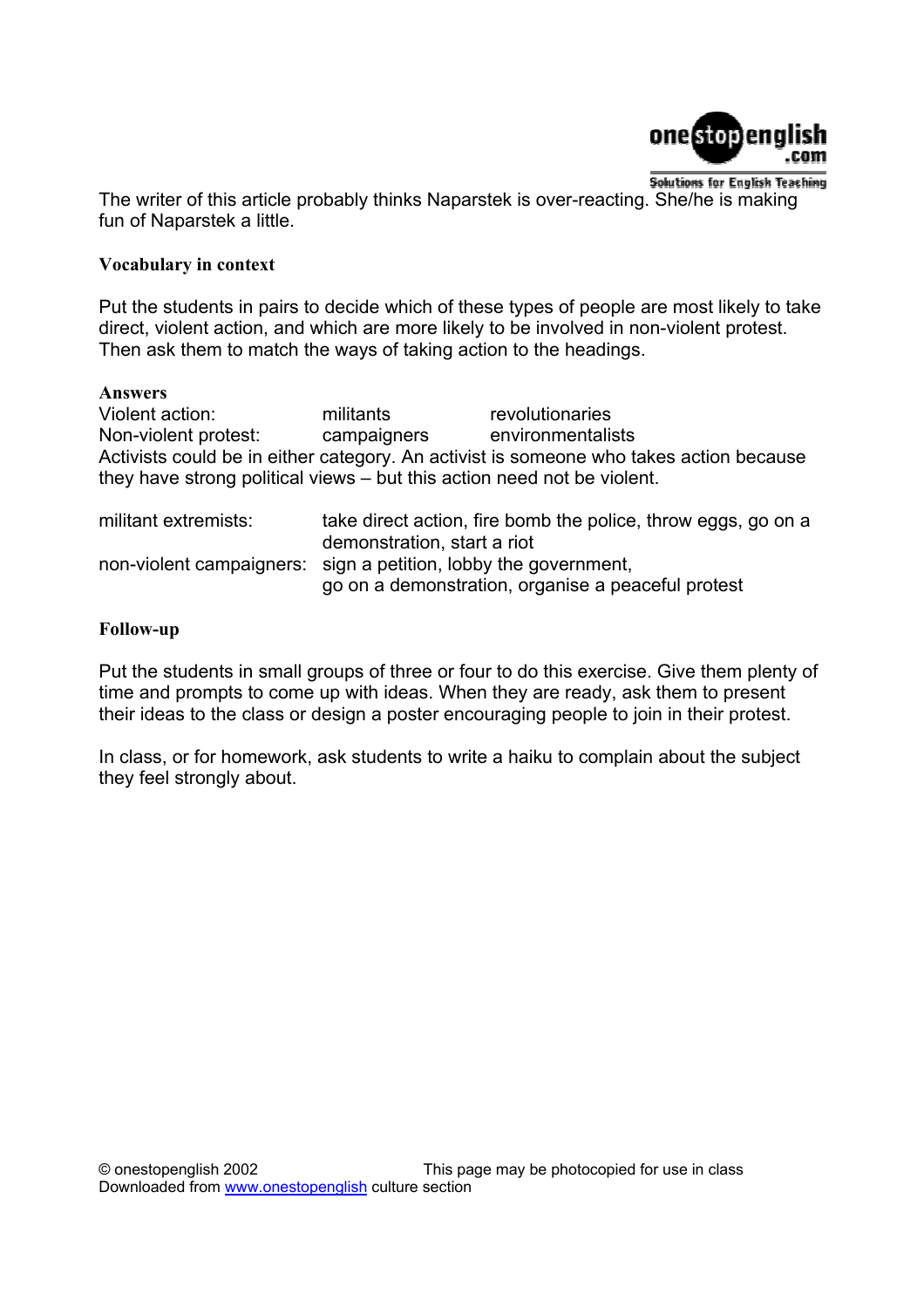The writer of this article probably thinks Naparstek is over-reacting. She/he is making fun of Naparstek a little.

**Vocabulary in context**

Put the students in pairs to decide which of these types of people are most likely to take direct, violent action, and which are more likely to be involved in non-violent protest. Then ask them to match the ways of taking action to the headings.

**Answers**

| | | |
|---|---|---|
| Violent action: | militants | revolutionaries |
| Non-violent protest: | campaigners | environmentalists |

Activists could be in either category. An activist is someone who takes action because they have strong political views – but this action need not be violent.

| | |
|---|---|
| militant extremists: | take direct action, fire bomb the police, throw eggs, go on a demonstration, start a riot |
| non-violent campaigners: | sign a petition, lobby the government, go on a demonstration, organise a peaceful protest |

**Follow-up**

Put the students in small groups of three or four to do this exercise. Give them plenty of time and prompts to come up with ideas. When they are ready, ask them to present their ideas to the class or design a poster encouraging people to join in their protest.

In class, or for homework, ask students to write a haiku to complain about the subject they feel strongly about.